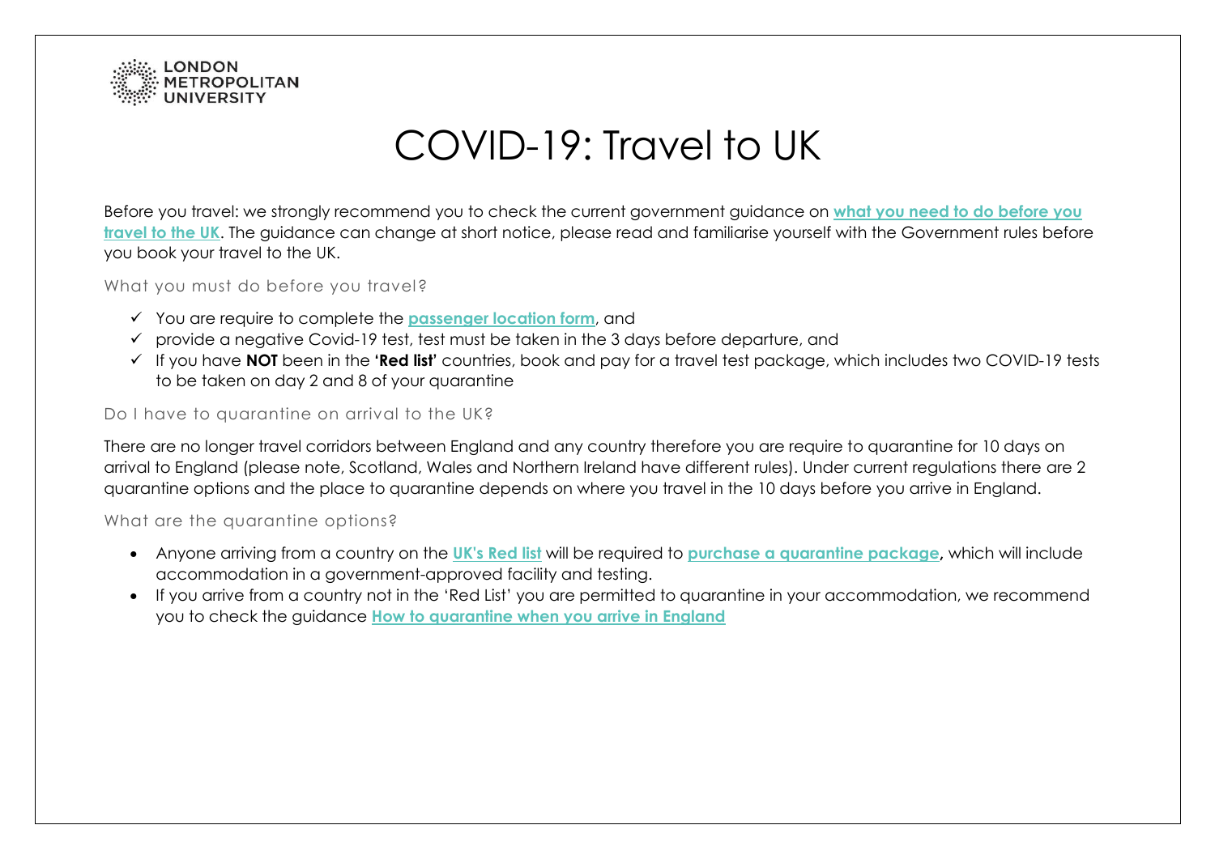LONDON METROPOLITAN UNIVERSITY

# COVID-19: Travel to UK

Before you travel: we strongly recommend you to check the current government guidance on **what you need to do before you travel to the UK**. The guidance can change at short notice, please read and familiarise yourself with the Government rules before you book your travel to the UK.

## What you must do before you travel?

- ✓ You are require to complete the **passenger location form**, and
- ✓ provide a negative Covid-19 test, test must be taken in the 3 days before departure, and
- ✓ If you have **NOT** been in the **'Red list'** countries, book and pay for a travel test package, which includes two COVID-19 tests to be taken on day 2 and 8 of your quarantine

## Do I have to quarantine on arrival to the UK?

There are no longer travel corridors between England and any country therefore you are require to quarantine for 10 days on arrival to England (please note, Scotland, Wales and Northern Ireland have different rules). Under current regulations there are 2 quarantine options and the place to quarantine depends on where you travel in the 10 days before you arrive in England.

## What are the quarantine options?

- Anyone arriving from a country on the **UK's Red list** will be required to **purchase a quarantine package,** which will include accommodation in a government-approved facility and testing.
- If you arrive from a country not in the 'Red List' you are permitted to quarantine in your accommodation, we recommend you to check the guidance **How to quarantine when you arrive in England**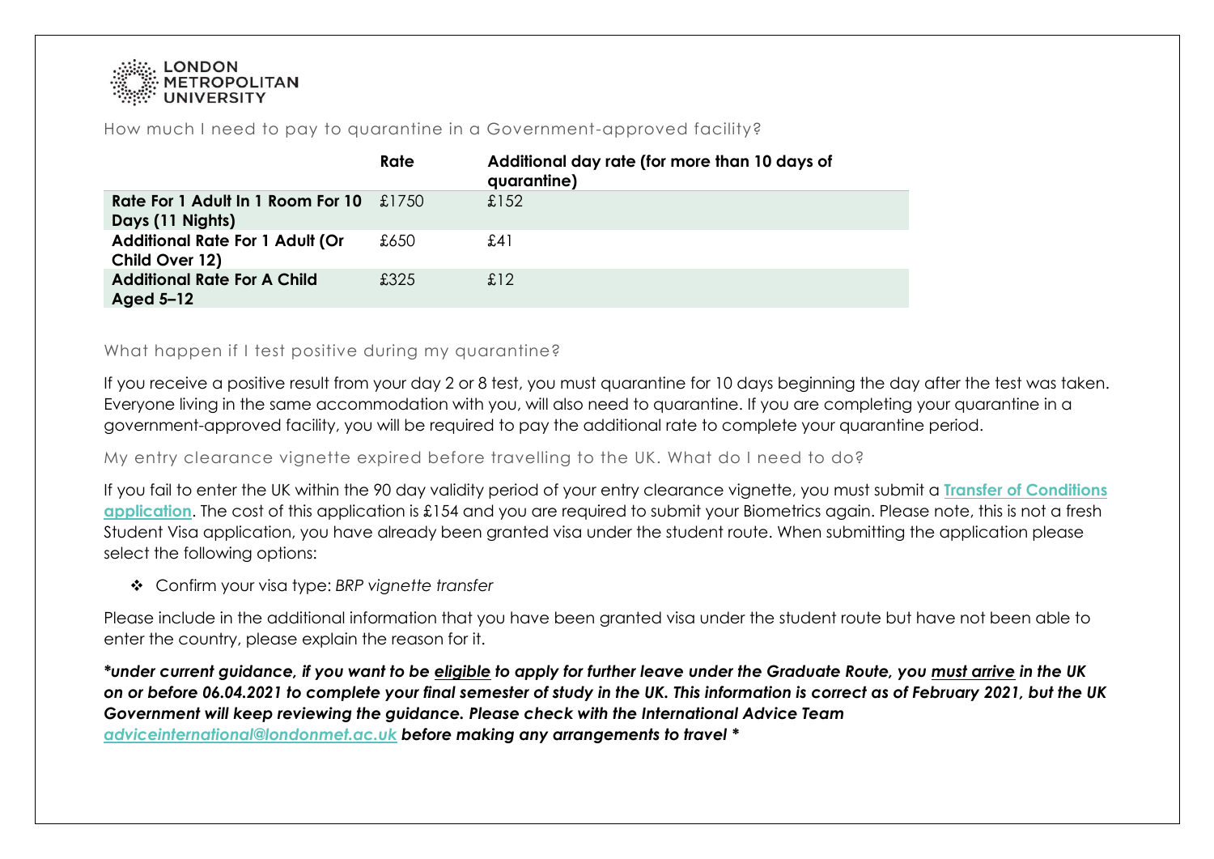LONDON METROPOLITAN UNIVERSITY

## How much I need to pay to quarantine in a Government-approved facility?

| | Rate | Additional day rate (for more than 10 days of quarantine) |
|---|---|---|
| **Rate For 1 Adult In 1 Room For 10 Days (11 Nights)** | £1750 | £152 |
| **Additional Rate For 1 Adult (Or Child Over 12)** | £650 | £41 |
| **Additional Rate For A Child Aged 5–12** | £325 | £12 |

## What happen if I test positive during my quarantine?

If you receive a positive result from your day 2 or 8 test, you must quarantine for 10 days beginning the day after the test was taken. Everyone living in the same accommodation with you, will also need to quarantine. If you are completing your quarantine in a government-approved facility, you will be required to pay the additional rate to complete your quarantine period.

## My entry clearance vignette expired before travelling to the UK. What do I need to do?

If you fail to enter the UK within the 90 day validity period of your entry clearance vignette, you must submit a **Transfer of Conditions application**. The cost of this application is £154 and you are required to submit your Biometrics again. Please note, this is not a fresh Student Visa application, you have already been granted visa under the student route. When submitting the application please select the following options:

- Confirm your visa type: *BRP vignette transfer*

Please include in the additional information that you have been granted visa under the student route but have not been able to enter the country, please explain the reason for it.

***under current guidance, if you want to be eligible to apply for further leave under the Graduate Route, you must arrive in the UK on or before 06.04.2021 to complete your final semester of study in the UK. This information is correct as of February 2021, but the UK Government will keep reviewing the guidance. Please check with the International Advice Team adviceinternational@londonmet.ac.uk before making any arrangements to travel ***